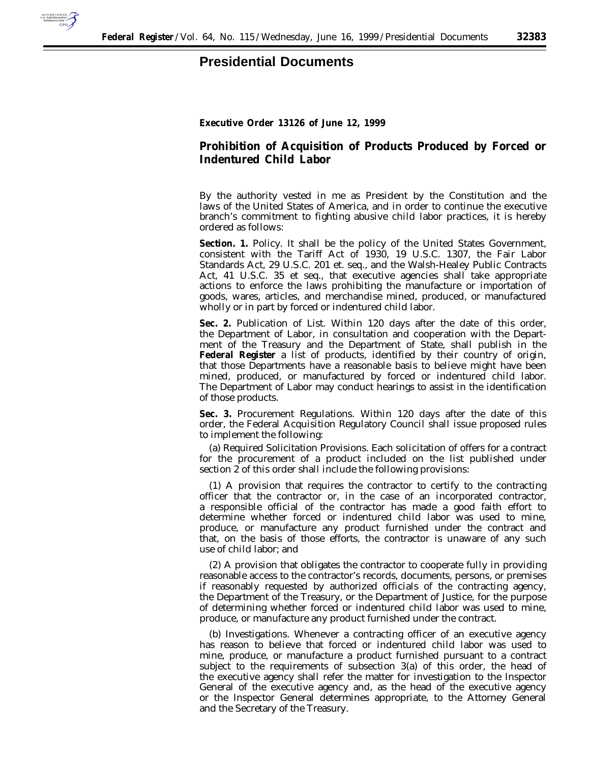# Presidential Documents

**Executive Order 13126 of June 12, 1999**

## Prohibition of Acquisition of Products Produced by Forced or Indentured Child Labor

By the authority vested in me as President by the Constitution and the laws of the United States of America, and in order to continue the executive branch's commitment to fighting abusive child labor practices, it is hereby ordered as follows:

**Section. 1.** Policy. It shall be the policy of the United States Government, consistent with the Tariff Act of 1930, 19 U.S.C. 1307, the Fair Labor Standards Act, 29 U.S.C. 201 et. seq., and the Walsh-Healey Public Contracts Act, 41 U.S.C. 35 et seq., that executive agencies shall take appropriate actions to enforce the laws prohibiting the manufacture or importation of goods, wares, articles, and merchandise mined, produced, or manufactured wholly or in part by forced or indentured child labor.

**Sec. 2.** Publication of List. Within 120 days after the date of this order, the Department of Labor, in consultation and cooperation with the Department of the Treasury and the Department of State, shall publish in the **Federal Register** a list of products, identified by their country of origin, that those Departments have a reasonable basis to believe might have been mined, produced, or manufactured by forced or indentured child labor. The Department of Labor may conduct hearings to assist in the identification of those products.

**Sec. 3.** Procurement Regulations. Within 120 days after the date of this order, the Federal Acquisition Regulatory Council shall issue proposed rules to implement the following:

(a) Required Solicitation Provisions. Each solicitation of offers for a contract for the procurement of a product included on the list published under section 2 of this order shall include the following provisions:

(1) A provision that requires the contractor to certify to the contracting officer that the contractor or, in the case of an incorporated contractor, a responsible official of the contractor has made a good faith effort to determine whether forced or indentured child labor was used to mine, produce, or manufacture any product furnished under the contract and that, on the basis of those efforts, the contractor is unaware of any such use of child labor; and

(2) A provision that obligates the contractor to cooperate fully in providing reasonable access to the contractor's records, documents, persons, or premises if reasonably requested by authorized officials of the contracting agency, the Department of the Treasury, or the Department of Justice, for the purpose of determining whether forced or indentured child labor was used to mine, produce, or manufacture any product furnished under the contract.

(b) Investigations. Whenever a contracting officer of an executive agency has reason to believe that forced or indentured child labor was used to mine, produce, or manufacture a product furnished pursuant to a contract subject to the requirements of subsection 3(a) of this order, the head of the executive agency shall refer the matter for investigation to the Inspector General of the executive agency and, as the head of the executive agency or the Inspector General determines appropriate, to the Attorney General and the Secretary of the Treasury.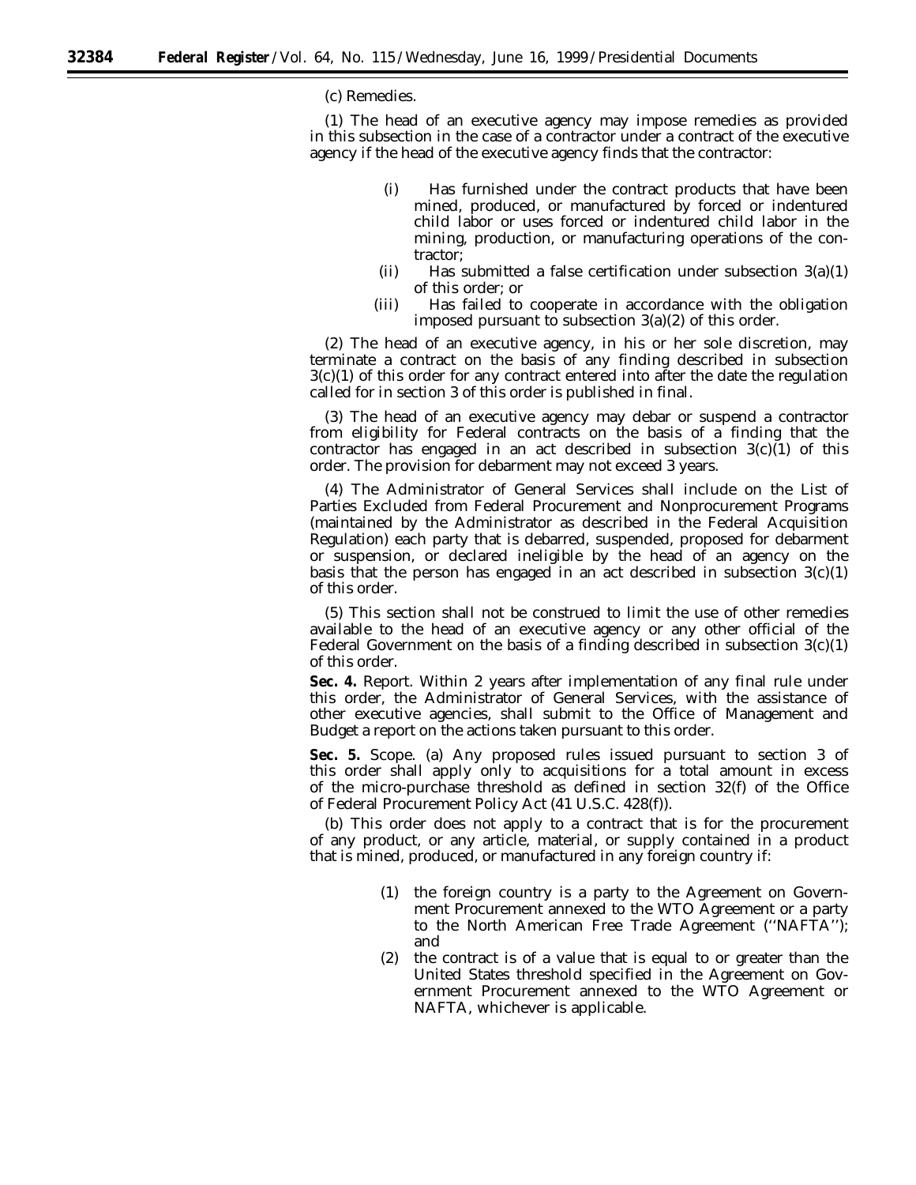(c) Remedies.

(1) The head of an executive agency may impose remedies as provided in this subsection in the case of a contractor under a contract of the executive agency if the head of the executive agency finds that the contractor:

- (i) Has furnished under the contract products that have been mined, produced, or manufactured by forced or indentured child labor or uses forced or indentured child labor in the mining, production, or manufacturing operations of the contractor;
- (ii) Has submitted a false certification under subsection 3(a)(1) of this order; or
- (iii) Has failed to cooperate in accordance with the obligation imposed pursuant to subsection 3(a)(2) of this order.

(2) The head of an executive agency, in his or her sole discretion, may terminate a contract on the basis of any finding described in subsection 3(c)(1) of this order for any contract entered into after the date the regulation called for in section 3 of this order is published in final.

(3) The head of an executive agency may debar or suspend a contractor from eligibility for Federal contracts on the basis of a finding that the contractor has engaged in an act described in subsection 3(c)(1) of this order. The provision for debarment may not exceed 3 years.

(4) The Administrator of General Services shall include on the List of Parties Excluded from Federal Procurement and Nonprocurement Programs (maintained by the Administrator as described in the Federal Acquisition Regulation) each party that is debarred, suspended, proposed for debarment or suspension, or declared ineligible by the head of an agency on the basis that the person has engaged in an act described in subsection 3(c)(1) of this order.

(5) This section shall not be construed to limit the use of other remedies available to the head of an executive agency or any other official of the Federal Government on the basis of a finding described in subsection 3(c)(1) of this order.

**Sec. 4.** *Report.* Within 2 years after implementation of any final rule under this order, the Administrator of General Services, with the assistance of other executive agencies, shall submit to the Office of Management and Budget a report on the actions taken pursuant to this order.

**Sec. 5.** *Scope.* (a) Any proposed rules issued pursuant to section 3 of this order shall apply only to acquisitions for a total amount in excess of the micro-purchase threshold as defined in section 32(f) of the Office of Federal Procurement Policy Act (41 U.S.C. 428(f)).

(b) This order does not apply to a contract that is for the procurement of any product, or any article, material, or supply contained in a product that is mined, produced, or manufactured in any foreign country if:

- (1) the foreign country is a party to the Agreement on Government Procurement annexed to the WTO Agreement or a party to the North American Free Trade Agreement (''NAFTA''); and
- (2) the contract is of a value that is equal to or greater than the United States threshold specified in the Agreement on Government Procurement annexed to the WTO Agreement or NAFTA, whichever is applicable.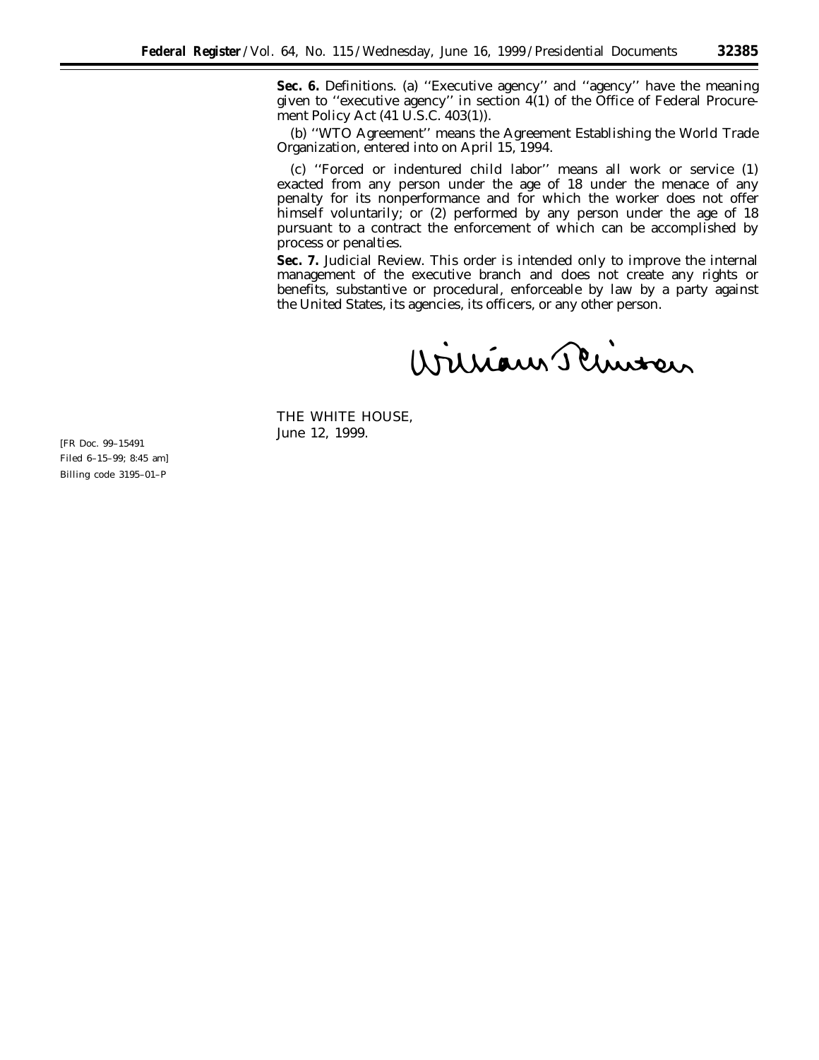**Sec. 6.** *Definitions.* (a) ''Executive agency'' and ''agency'' have the meaning given to ''executive agency'' in section 4(1) of the Office of Federal Procurement Policy Act (41 U.S.C. 403(1)).

(b) ''WTO Agreement'' means the Agreement Establishing the World Trade Organization, entered into on April 15, 1994.

(c) ''Forced or indentured child labor'' means all work or service (1) exacted from any person under the age of 18 under the menace of any penalty for its nonperformance and for which the worker does not offer himself voluntarily; or (2) performed by any person under the age of 18 pursuant to a contract the enforcement of which can be accomplished by process or penalties.

**Sec. 7.** *Judicial Review.* This order is intended only to improve the internal management of the executive branch and does not create any rights or benefits, substantive or procedural, enforceable by law by a party against the United States, its agencies, its officers, or any other person.

William J. Clinton

THE WHITE HOUSE,
*June 12, 1999.*

[FR Doc. 99–15491
Filed 6–15–99; 8:45 am]
Billing code 3195–01–P